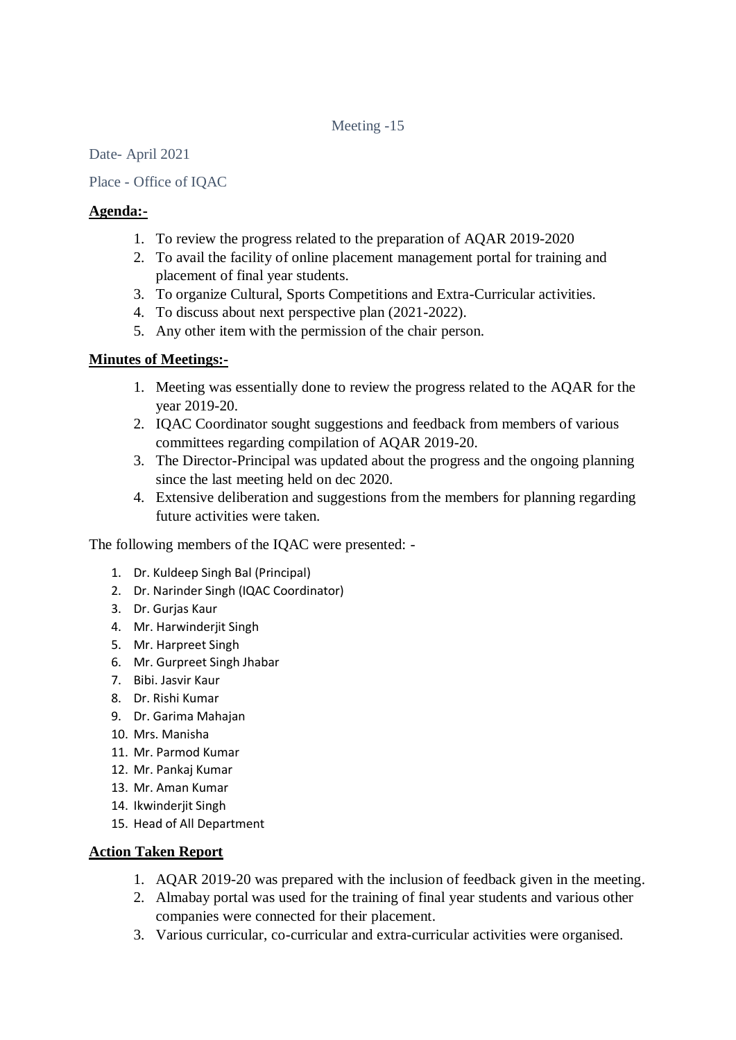Meeting -15

Date- April 2021

Place - Office of IQAC

**Agenda:-**

1. To review the progress related to the preparation of AQAR 2019-2020
2. To avail the facility of online placement management portal for training and placement of final year students.
3. To organize Cultural, Sports Competitions and Extra-Curricular activities.
4. To discuss about next perspective plan (2021-2022).
5. Any other item with the permission of the chair person.

**Minutes of Meetings:-**

1. Meeting was essentially done to review the progress related to the AQAR for the year 2019-20.
2. IQAC Coordinator sought suggestions and feedback from members of various committees regarding compilation of AQAR 2019-20.
3. The Director-Principal was updated about the progress and the ongoing planning since the last meeting held on dec 2020.
4. Extensive deliberation and suggestions from the members for planning regarding future activities were taken.

The following members of the IQAC were presented: -

1. Dr. Kuldeep Singh Bal (Principal)
2. Dr. Narinder Singh (IQAC Coordinator)
3. Dr. Gurjas Kaur
4. Mr. Harwinderjit Singh
5. Mr. Harpreet Singh
6. Mr. Gurpreet Singh Jhabar
7. Bibi. Jasvir Kaur
8. Dr. Rishi Kumar
9. Dr. Garima Mahajan
10. Mrs. Manisha
11. Mr. Parmod Kumar
12. Mr. Pankaj Kumar
13. Mr. Aman Kumar
14. Ikwinderjit Singh
15. Head of All Department

**Action Taken Report**

1. AQAR 2019-20 was prepared with the inclusion of feedback given in the meeting.
2. Almabay portal was used for the training of final year students and various other companies were connected for their placement.
3. Various curricular, co-curricular and extra-curricular activities were organised.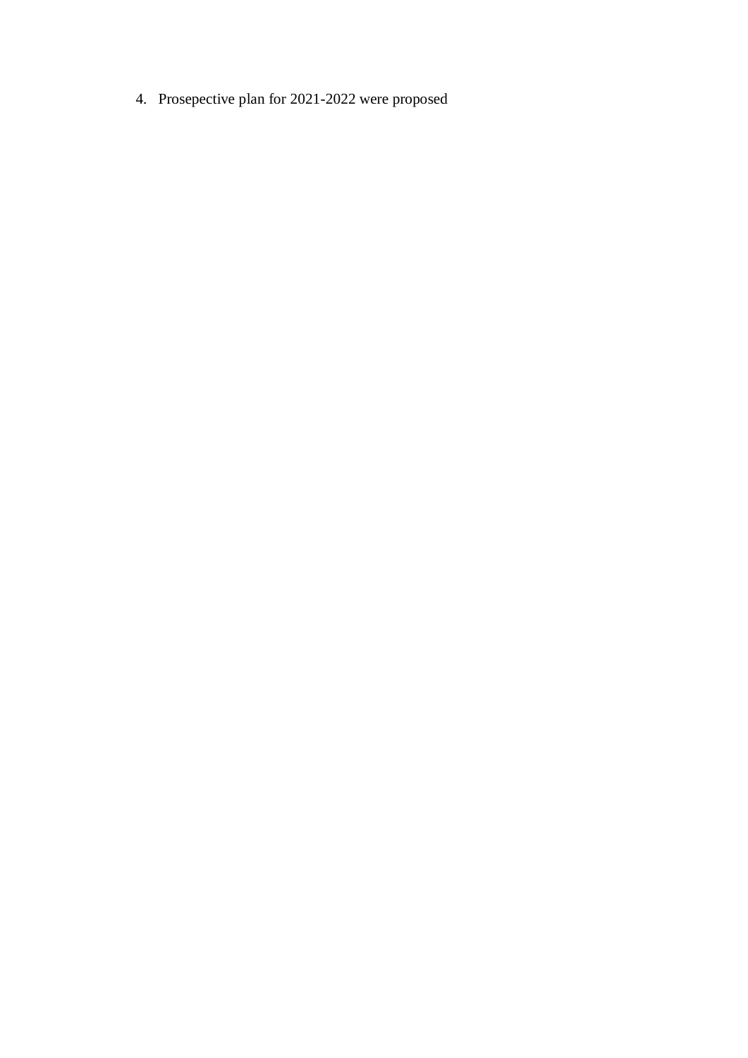4. Prosepective plan for 2021-2022 were proposed